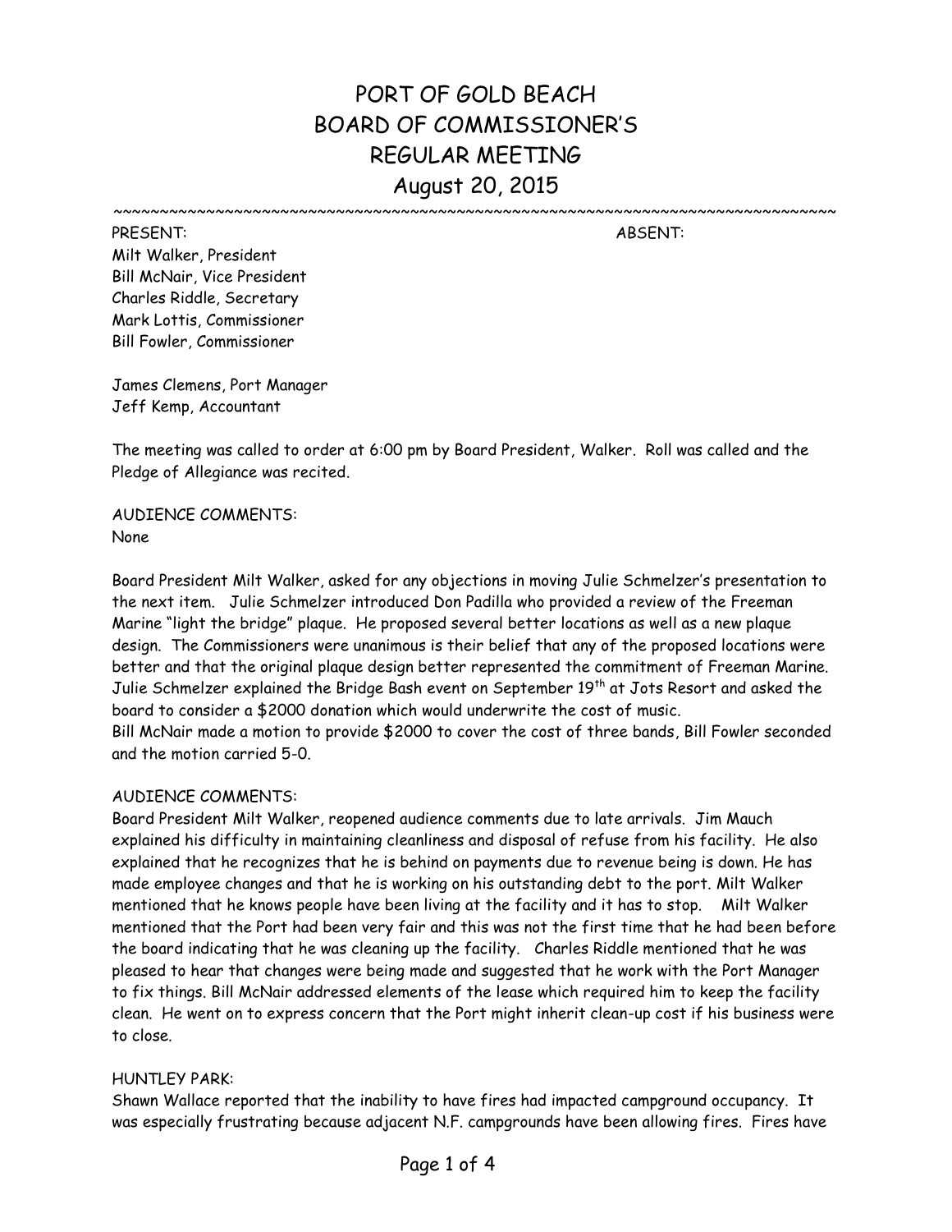# PORT OF GOLD BEACH
# BOARD OF COMMISSIONER'S
# REGULAR MEETING
# August 20, 2015

~~~~~~~~~~~~~~~~~~~~~~~~~~~~~~~~~~~~~~~~~~~~~~~~~~~~~~~~~~~~~~~~~~~~~~~~~~~~~~~~

| PRESENT: | ABSENT: |
|---|---|
| Milt Walker, President | |
| Bill McNair, Vice President | |
| Charles Riddle, Secretary | |
| Mark Lottis, Commissioner | |
| Bill Fowler, Commissioner | |

James Clemens, Port Manager
Jeff Kemp, Accountant

The meeting was called to order at 6:00 pm by Board President, Walker. Roll was called and the Pledge of Allegiance was recited.

AUDIENCE COMMENTS:
None

Board President Milt Walker, asked for any objections in moving Julie Schmelzer's presentation to the next item. Julie Schmelzer introduced Don Padilla who provided a review of the Freeman Marine "light the bridge" plaque. He proposed several better locations as well as a new plaque design. The Commissioners were unanimous is their belief that any of the proposed locations were better and that the original plaque design better represented the commitment of Freeman Marine. Julie Schmelzer explained the Bridge Bash event on September 19th at Jots Resort and asked the board to consider a $2000 donation which would underwrite the cost of music.
Bill McNair made a motion to provide $2000 to cover the cost of three bands, Bill Fowler seconded and the motion carried 5-0.

AUDIENCE COMMENTS:
Board President Milt Walker, reopened audience comments due to late arrivals. Jim Mauch explained his difficulty in maintaining cleanliness and disposal of refuse from his facility. He also explained that he recognizes that he is behind on payments due to revenue being is down. He has made employee changes and that he is working on his outstanding debt to the port. Milt Walker mentioned that he knows people have been living at the facility and it has to stop. Milt Walker mentioned that the Port had been very fair and this was not the first time that he had been before the board indicating that he was cleaning up the facility. Charles Riddle mentioned that he was pleased to hear that changes were being made and suggested that he work with the Port Manager to fix things. Bill McNair addressed elements of the lease which required him to keep the facility clean. He went on to express concern that the Port might inherit clean-up cost if his business were to close.

HUNTLEY PARK:
Shawn Wallace reported that the inability to have fires had impacted campground occupancy. It was especially frustrating because adjacent N.F. campgrounds have been allowing fires. Fires have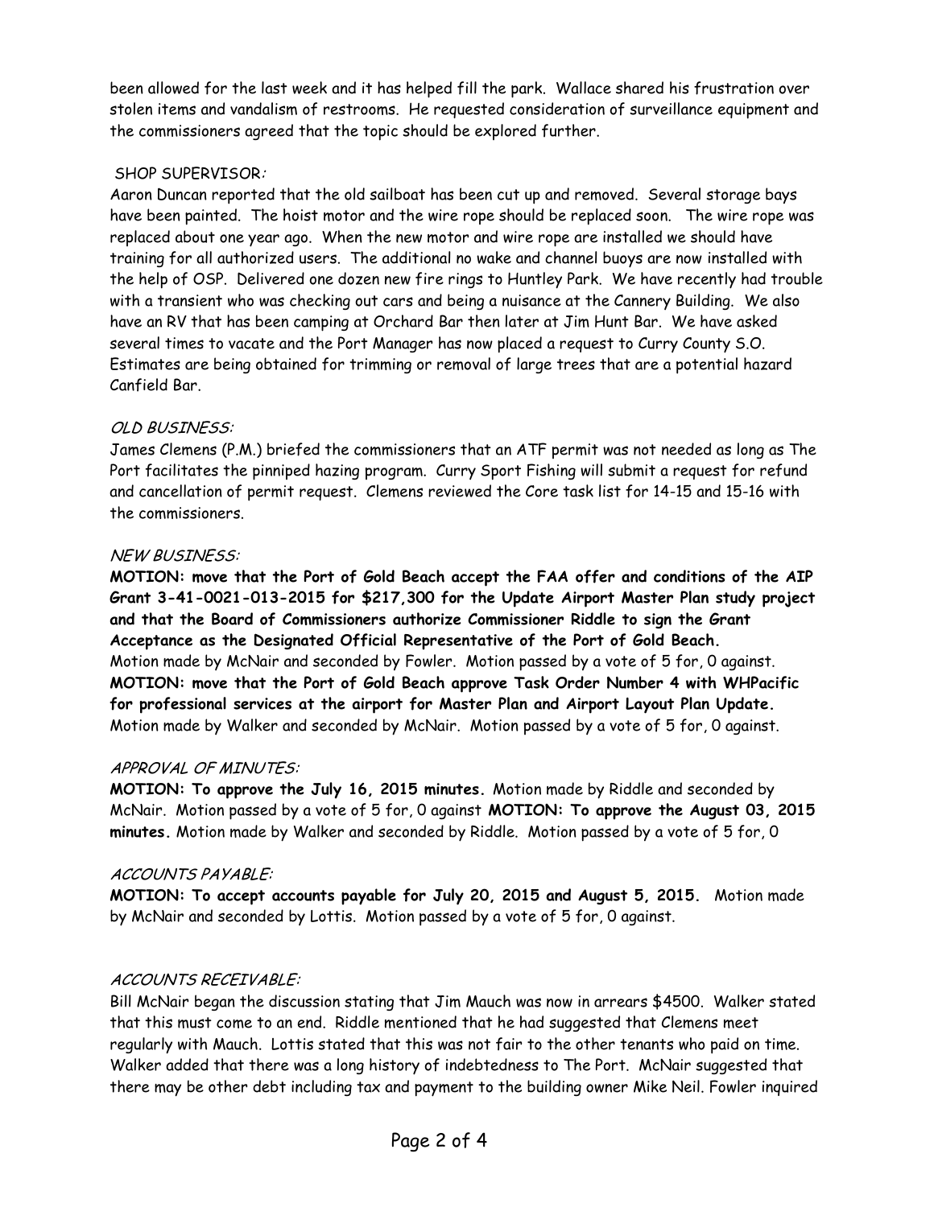been allowed for the last week and it has helped fill the park. Wallace shared his frustration over stolen items and vandalism of restrooms. He requested consideration of surveillance equipment and the commissioners agreed that the topic should be explored further.

SHOP SUPERVISOR:

Aaron Duncan reported that the old sailboat has been cut up and removed. Several storage bays have been painted. The hoist motor and the wire rope should be replaced soon. The wire rope was replaced about one year ago. When the new motor and wire rope are installed we should have training for all authorized users. The additional no wake and channel buoys are now installed with the help of OSP. Delivered one dozen new fire rings to Huntley Park. We have recently had trouble with a transient who was checking out cars and being a nuisance at the Cannery Building. We also have an RV that has been camping at Orchard Bar then later at Jim Hunt Bar. We have asked several times to vacate and the Port Manager has now placed a request to Curry County S.O. Estimates are being obtained for trimming or removal of large trees that are a potential hazard Canfield Bar.

*OLD BUSINESS:*

James Clemens (P.M.) briefed the commissioners that an ATF permit was not needed as long as The Port facilitates the pinniped hazing program. Curry Sport Fishing will submit a request for refund and cancellation of permit request. Clemens reviewed the Core task list for 14-15 and 15-16 with the commissioners.

*NEW BUSINESS:*

**MOTION: move that the Port of Gold Beach accept the FAA offer and conditions of the AIP Grant 3-41-0021-013-2015 for $217,300 for the Update Airport Master Plan study project and that the Board of Commissioners authorize Commissioner Riddle to sign the Grant Acceptance as the Designated Official Representative of the Port of Gold Beach.** Motion made by McNair and seconded by Fowler. Motion passed by a vote of 5 for, 0 against.

**MOTION: move that the Port of Gold Beach approve Task Order Number 4 with WHPacific for professional services at the airport for Master Plan and Airport Layout Plan Update.** Motion made by Walker and seconded by McNair. Motion passed by a vote of 5 for, 0 against.

*APPROVAL OF MINUTES:*

**MOTION: To approve the July 16, 2015 minutes.** Motion made by Riddle and seconded by McNair. Motion passed by a vote of 5 for, 0 against **MOTION: To approve the August 03, 2015 minutes.** Motion made by Walker and seconded by Riddle. Motion passed by a vote of 5 for, 0

*ACCOUNTS PAYABLE:*

**MOTION: To accept accounts payable for July 20, 2015 and August 5, 2015.** Motion made by McNair and seconded by Lottis. Motion passed by a vote of 5 for, 0 against.

*ACCOUNTS RECEIVABLE:*

Bill McNair began the discussion stating that Jim Mauch was now in arrears $4500. Walker stated that this must come to an end. Riddle mentioned that he had suggested that Clemens meet regularly with Mauch. Lottis stated that this was not fair to the other tenants who paid on time. Walker added that there was a long history of indebtedness to The Port. McNair suggested that there may be other debt including tax and payment to the building owner Mike Neil. Fowler inquired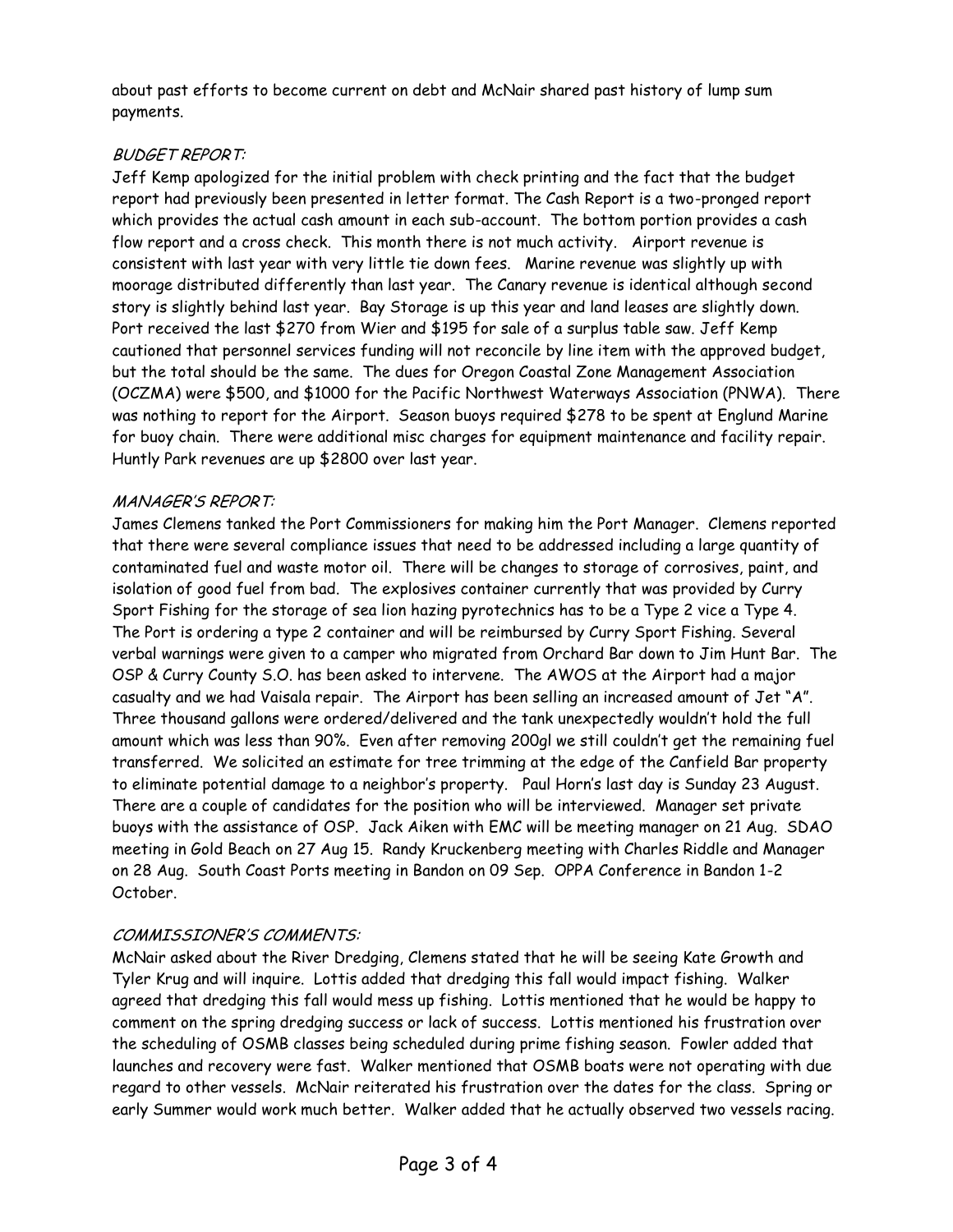about past efforts to become current on debt and McNair shared past history of lump sum payments.

### *BUDGET REPORT:*

Jeff Kemp apologized for the initial problem with check printing and the fact that the budget report had previously been presented in letter format. The Cash Report is a two-pronged report which provides the actual cash amount in each sub-account. The bottom portion provides a cash flow report and a cross check. This month there is not much activity. Airport revenue is consistent with last year with very little tie down fees. Marine revenue was slightly up with moorage distributed differently than last year. The Canary revenue is identical although second story is slightly behind last year. Bay Storage is up this year and land leases are slightly down. Port received the last $270 from Wier and $195 for sale of a surplus table saw. Jeff Kemp cautioned that personnel services funding will not reconcile by line item with the approved budget, but the total should be the same. The dues for Oregon Coastal Zone Management Association (OCZMA) were $500, and $1000 for the Pacific Northwest Waterways Association (PNWA). There was nothing to report for the Airport. Season buoys required $278 to be spent at Englund Marine for buoy chain. There were additional misc charges for equipment maintenance and facility repair. Huntly Park revenues are up $2800 over last year.

### *MANAGER'S REPORT:*

James Clemens tanked the Port Commissioners for making him the Port Manager. Clemens reported that there were several compliance issues that need to be addressed including a large quantity of contaminated fuel and waste motor oil. There will be changes to storage of corrosives, paint, and isolation of good fuel from bad. The explosives container currently that was provided by Curry Sport Fishing for the storage of sea lion hazing pyrotechnics has to be a Type 2 vice a Type 4. The Port is ordering a type 2 container and will be reimbursed by Curry Sport Fishing. Several verbal warnings were given to a camper who migrated from Orchard Bar down to Jim Hunt Bar. The OSP & Curry County S.O. has been asked to intervene. The AWOS at the Airport had a major casualty and we had Vaisala repair. The Airport has been selling an increased amount of Jet "A". Three thousand gallons were ordered/delivered and the tank unexpectedly wouldn't hold the full amount which was less than 90%. Even after removing 200gl we still couldn't get the remaining fuel transferred. We solicited an estimate for tree trimming at the edge of the Canfield Bar property to eliminate potential damage to a neighbor's property. Paul Horn's last day is Sunday 23 August. There are a couple of candidates for the position who will be interviewed. Manager set private buoys with the assistance of OSP. Jack Aiken with EMC will be meeting manager on 21 Aug. SDAO meeting in Gold Beach on 27 Aug 15. Randy Kruckenberg meeting with Charles Riddle and Manager on 28 Aug. South Coast Ports meeting in Bandon on 09 Sep. OPPA Conference in Bandon 1-2 October.

### *COMMISSIONER'S COMMENTS:*

McNair asked about the River Dredging, Clemens stated that he will be seeing Kate Growth and Tyler Krug and will inquire. Lottis added that dredging this fall would impact fishing. Walker agreed that dredging this fall would mess up fishing. Lottis mentioned that he would be happy to comment on the spring dredging success or lack of success. Lottis mentioned his frustration over the scheduling of OSMB classes being scheduled during prime fishing season. Fowler added that launches and recovery were fast. Walker mentioned that OSMB boats were not operating with due regard to other vessels. McNair reiterated his frustration over the dates for the class. Spring or early Summer would work much better. Walker added that he actually observed two vessels racing.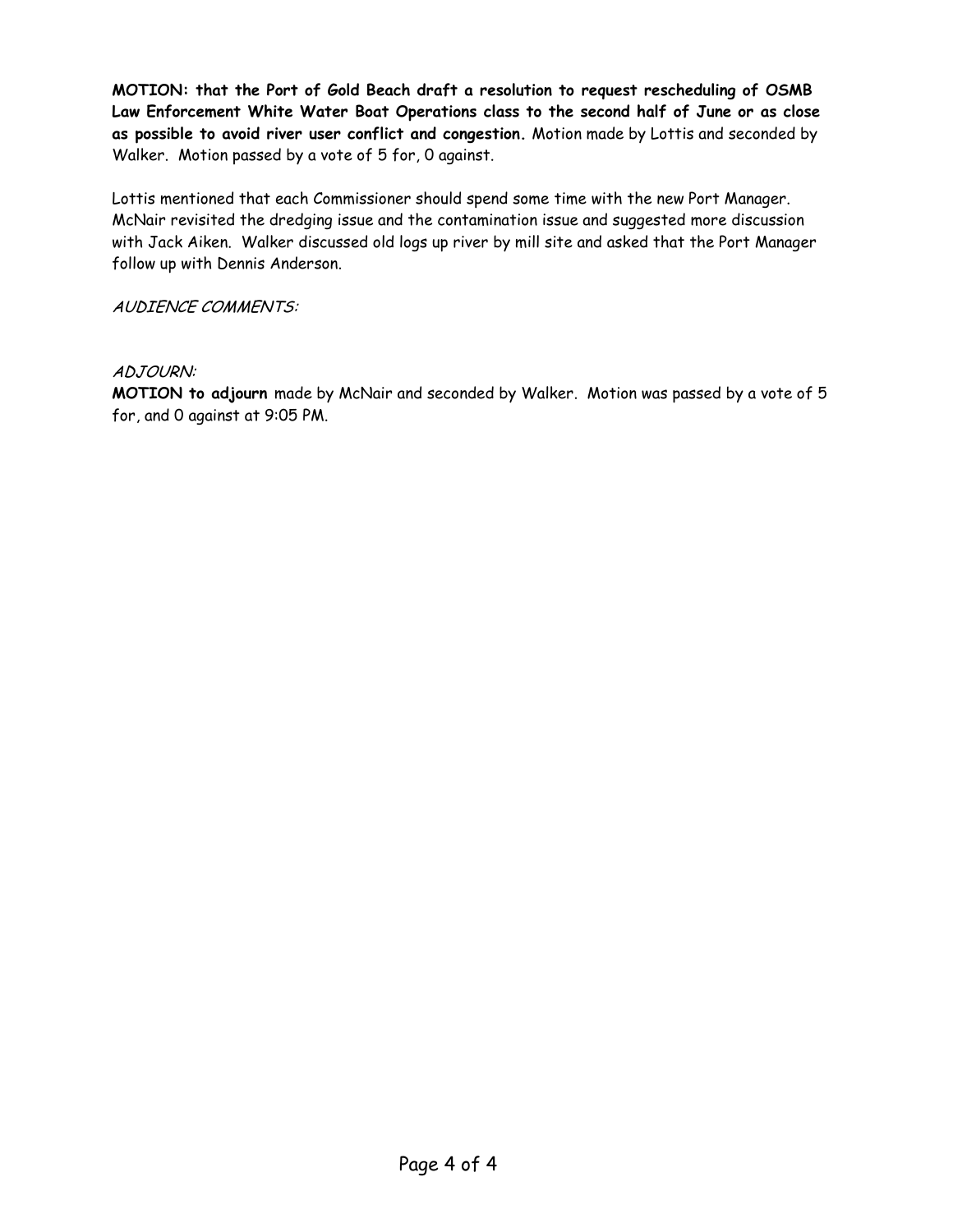**MOTION: that the Port of Gold Beach draft a resolution to request rescheduling of OSMB Law Enforcement White Water Boat Operations class to the second half of June or as close as possible to avoid river user conflict and congestion.** Motion made by Lottis and seconded by Walker. Motion passed by a vote of 5 for, 0 against.

Lottis mentioned that each Commissioner should spend some time with the new Port Manager. McNair revisited the dredging issue and the contamination issue and suggested more discussion with Jack Aiken. Walker discussed old logs up river by mill site and asked that the Port Manager follow up with Dennis Anderson.

*AUDIENCE COMMENTS:*

*ADJOURN:*

**MOTION to adjourn** made by McNair and seconded by Walker. Motion was passed by a vote of 5 for, and 0 against at 9:05 PM.